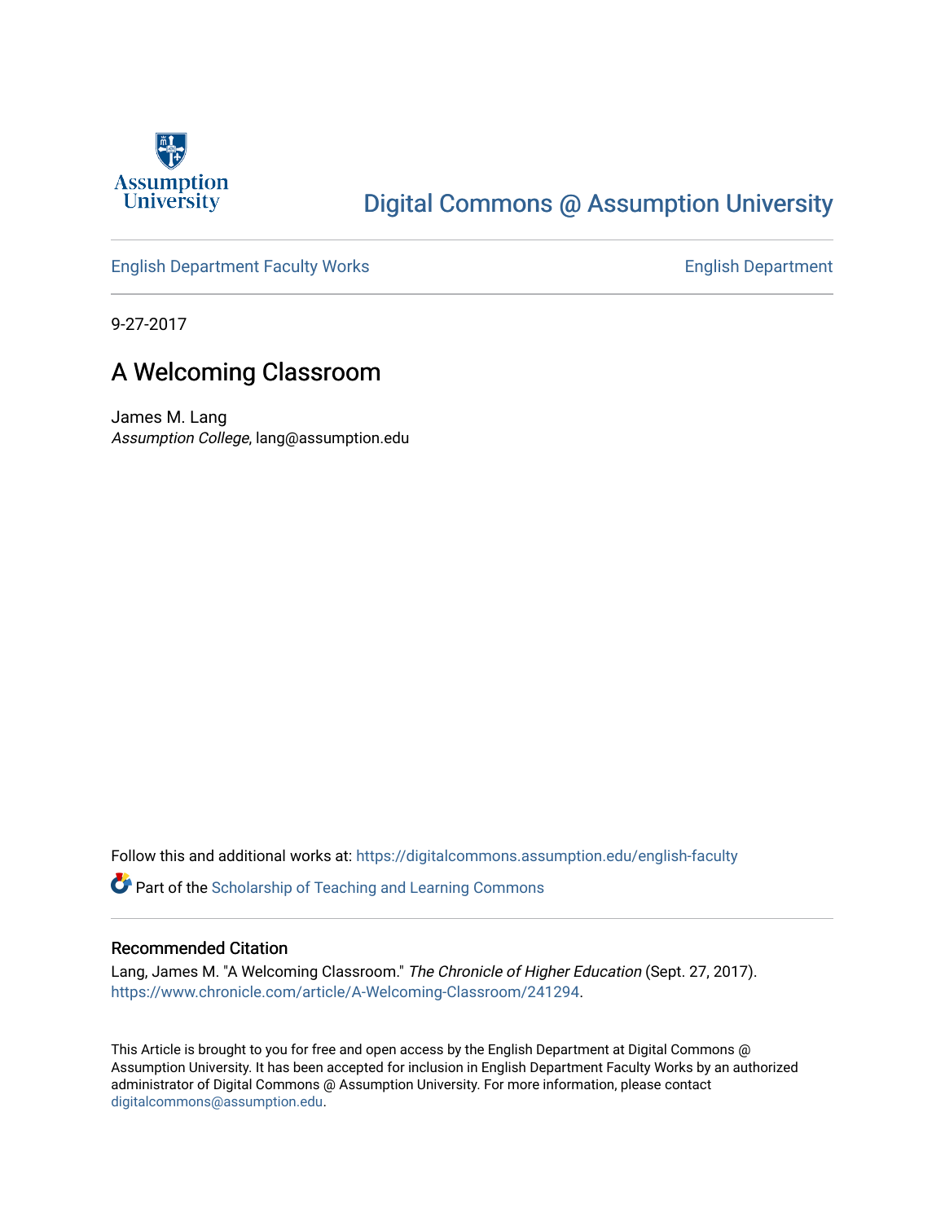Assumption University

# Digital Commons @ Assumption University

English Department Faculty Works | English Department

9-27-2017

## A Welcoming Classroom

James M. Lang
*Assumption College*, lang@assumption.edu

Follow this and additional works at: https://digitalcommons.assumption.edu/english-faculty

Part of the Scholarship of Teaching and Learning Commons

### Recommended Citation

Lang, James M. "A Welcoming Classroom." *The Chronicle of Higher Education* (Sept. 27, 2017). https://www.chronicle.com/article/A-Welcoming-Classroom/241294.

This Article is brought to you for free and open access by the English Department at Digital Commons @ Assumption University. It has been accepted for inclusion in English Department Faculty Works by an authorized administrator of Digital Commons @ Assumption University. For more information, please contact digitalcommons@assumption.edu.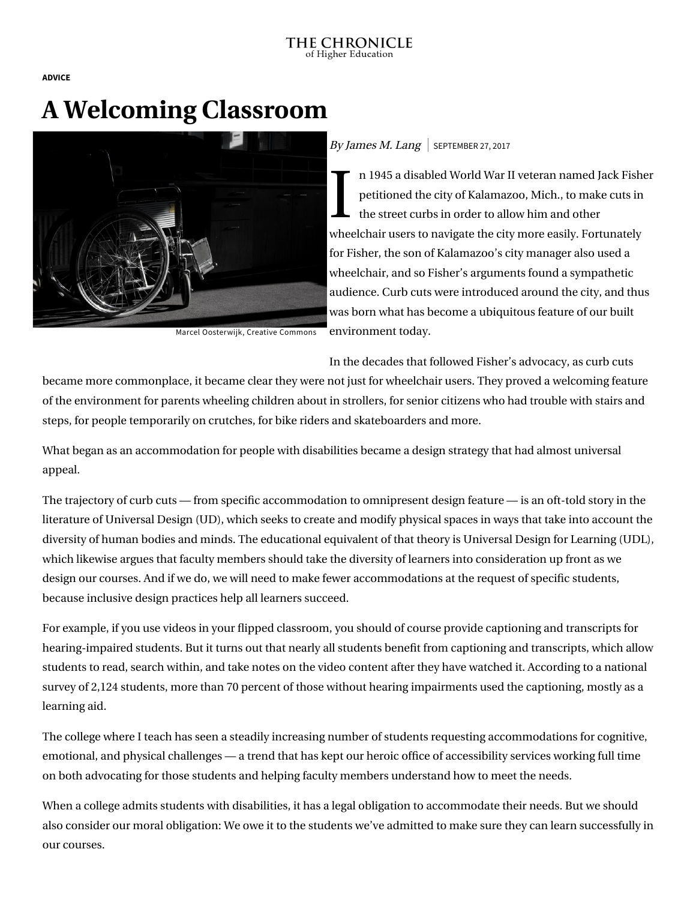THE CHRONICLE
of Higher Education

ADVICE

# A Welcoming Classroom

Marcel Oosterwijk, Creative Commons

*By James M. Lang* | SEPTEMBER 27, 2017

In 1945 a disabled World War II veteran named Jack Fisher petitioned the city of Kalamazoo, Mich., to make cuts in the street curbs in order to allow him and other wheelchair users to navigate the city more easily. Fortunately for Fisher, the son of Kalamazoo's city manager also used a wheelchair, and so Fisher's arguments found a sympathetic audience. Curb cuts were introduced around the city, and thus was born what has become a ubiquitous feature of our built environment today.

In the decades that followed Fisher's advocacy, as curb cuts became more commonplace, it became clear they were not just for wheelchair users. They proved a welcoming feature of the environment for parents wheeling children about in strollers, for senior citizens who had trouble with stairs and steps, for people temporarily on crutches, for bike riders and skateboarders and more.

What began as an accommodation for people with disabilities became a design strategy that had almost universal appeal.

The trajectory of curb cuts — from specific accommodation to omnipresent design feature — is an oft-told story in the literature of Universal Design (UD), which seeks to create and modify physical spaces in ways that take into account the diversity of human bodies and minds. The educational equivalent of that theory is Universal Design for Learning (UDL), which likewise argues that faculty members should take the diversity of learners into consideration up front as we design our courses. And if we do, we will need to make fewer accommodations at the request of specific students, because inclusive design practices help all learners succeed.

For example, if you use videos in your flipped classroom, you should of course provide captioning and transcripts for hearing-impaired students. But it turns out that nearly all students benefit from captioning and transcripts, which allow students to read, search within, and take notes on the video content after they have watched it. According to a national survey of 2,124 students, more than 70 percent of those without hearing impairments used the captioning, mostly as a learning aid.

The college where I teach has seen a steadily increasing number of students requesting accommodations for cognitive, emotional, and physical challenges — a trend that has kept our heroic office of accessibility services working full time on both advocating for those students and helping faculty members understand how to meet the needs.

When a college admits students with disabilities, it has a legal obligation to accommodate their needs. But we should also consider our moral obligation: We owe it to the students we've admitted to make sure they can learn successfully in our courses.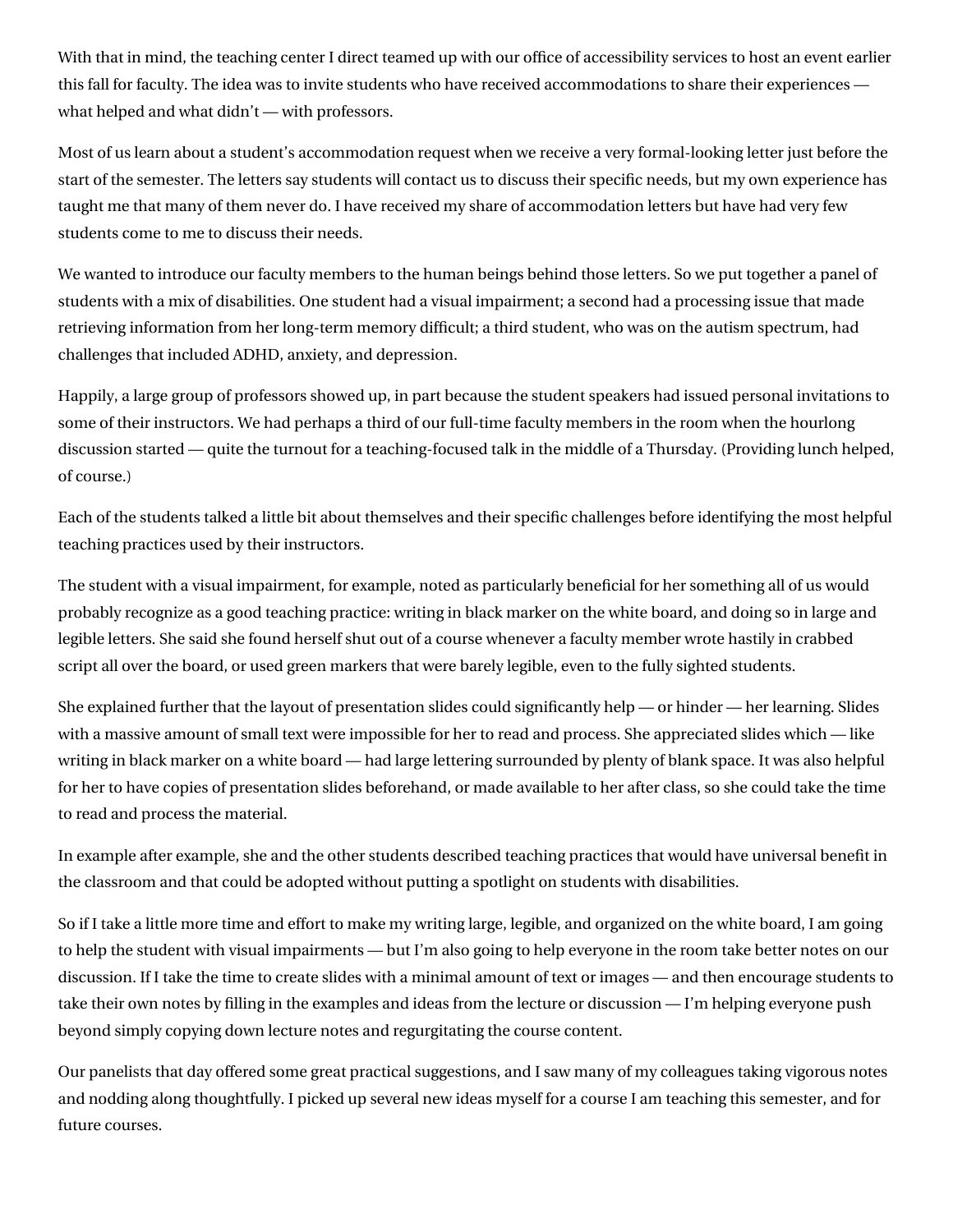With that in mind, the teaching center I direct teamed up with our office of accessibility services to host an event earlier this fall for faculty. The idea was to invite students who have received accommodations to share their experiences — what helped and what didn't — with professors.

Most of us learn about a student's accommodation request when we receive a very formal-looking letter just before the start of the semester. The letters say students will contact us to discuss their specific needs, but my own experience has taught me that many of them never do. I have received my share of accommodation letters but have had very few students come to me to discuss their needs.

We wanted to introduce our faculty members to the human beings behind those letters. So we put together a panel of students with a mix of disabilities. One student had a visual impairment; a second had a processing issue that made retrieving information from her long-term memory difficult; a third student, who was on the autism spectrum, had challenges that included ADHD, anxiety, and depression.

Happily, a large group of professors showed up, in part because the student speakers had issued personal invitations to some of their instructors. We had perhaps a third of our full-time faculty members in the room when the hourlong discussion started — quite the turnout for a teaching-focused talk in the middle of a Thursday. (Providing lunch helped, of course.)

Each of the students talked a little bit about themselves and their specific challenges before identifying the most helpful teaching practices used by their instructors.

The student with a visual impairment, for example, noted as particularly beneficial for her something all of us would probably recognize as a good teaching practice: writing in black marker on the white board, and doing so in large and legible letters. She said she found herself shut out of a course whenever a faculty member wrote hastily in crabbed script all over the board, or used green markers that were barely legible, even to the fully sighted students.

She explained further that the layout of presentation slides could significantly help — or hinder — her learning. Slides with a massive amount of small text were impossible for her to read and process. She appreciated slides which — like writing in black marker on a white board — had large lettering surrounded by plenty of blank space. It was also helpful for her to have copies of presentation slides beforehand, or made available to her after class, so she could take the time to read and process the material.

In example after example, she and the other students described teaching practices that would have universal benefit in the classroom and that could be adopted without putting a spotlight on students with disabilities.

So if I take a little more time and effort to make my writing large, legible, and organized on the white board, I am going to help the student with visual impairments — but I'm also going to help everyone in the room take better notes on our discussion. If I take the time to create slides with a minimal amount of text or images — and then encourage students to take their own notes by filling in the examples and ideas from the lecture or discussion — I'm helping everyone push beyond simply copying down lecture notes and regurgitating the course content.

Our panelists that day offered some great practical suggestions, and I saw many of my colleagues taking vigorous notes and nodding along thoughtfully. I picked up several new ideas myself for a course I am teaching this semester, and for future courses.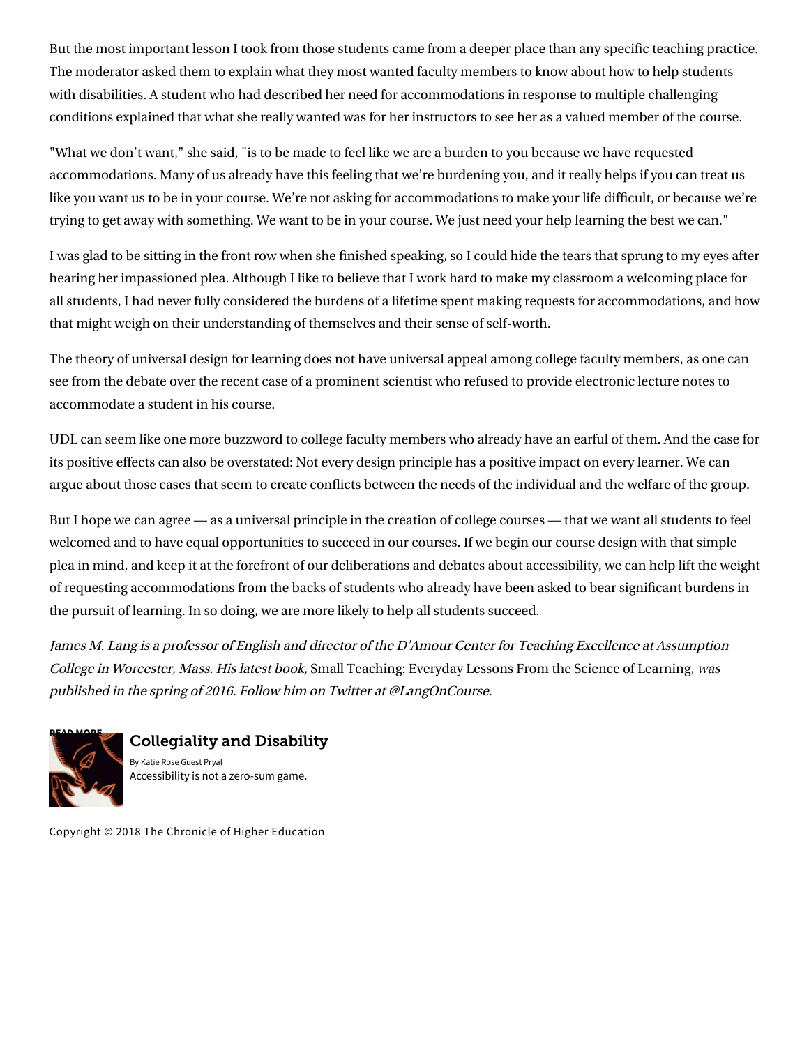But the most important lesson I took from those students came from a deeper place than any specific teaching practice. The moderator asked them to explain what they most wanted faculty members to know about how to help students with disabilities. A student who had described her need for accommodations in response to multiple challenging conditions explained that what she really wanted was for her instructors to see her as a valued member of the course.

"What we don't want," she said, "is to be made to feel like we are a burden to you because we have requested accommodations. Many of us already have this feeling that we're burdening you, and it really helps if you can treat us like you want us to be in your course. We're not asking for accommodations to make your life difficult, or because we're trying to get away with something. We want to be in your course. We just need your help learning the best we can."

I was glad to be sitting in the front row when she finished speaking, so I could hide the tears that sprung to my eyes after hearing her impassioned plea. Although I like to believe that I work hard to make my classroom a welcoming place for all students, I had never fully considered the burdens of a lifetime spent making requests for accommodations, and how that might weigh on their understanding of themselves and their sense of self-worth.

The theory of universal design for learning does not have universal appeal among college faculty members, as one can see from the debate over the recent case of a prominent scientist who refused to provide electronic lecture notes to accommodate a student in his course.

UDL can seem like one more buzzword to college faculty members who already have an earful of them. And the case for its positive effects can also be overstated: Not every design principle has a positive impact on every learner. We can argue about those cases that seem to create conflicts between the needs of the individual and the welfare of the group.

But I hope we can agree — as a universal principle in the creation of college courses — that we want all students to feel welcomed and to have equal opportunities to succeed in our courses. If we begin our course design with that simple plea in mind, and keep it at the forefront of our deliberations and debates about accessibility, we can help lift the weight of requesting accommodations from the backs of students who already have been asked to bear significant burdens in the pursuit of learning. In so doing, we are more likely to help all students succeed.

*James M. Lang is a professor of English and director of the D'Amour Center for Teaching Excellence at Assumption College in Worcester, Mass. His latest book,* Small Teaching: Everyday Lessons From the Science of Learning, *was published in the spring of 2016. Follow him on Twitter at @LangOnCourse.*

READ MORE

**Collegiality and Disability**

By Katie Rose Guest Pryal

Accessibility is not a zero-sum game.

Copyright © 2018 The Chronicle of Higher Education